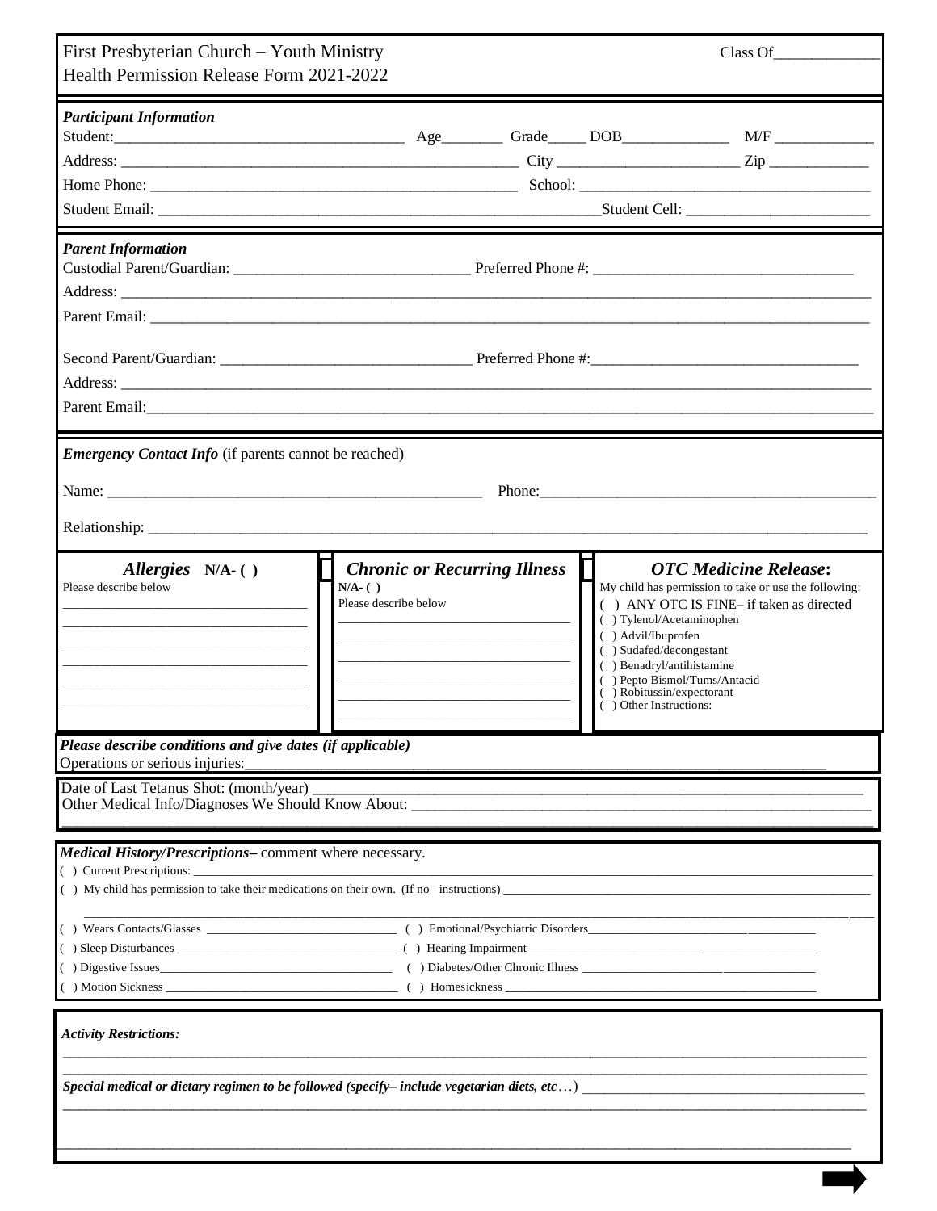First Presbyterian Church – Youth Ministry
Health Permission Release Form 2021-2022

Class Of_____________

***Participant Information***

Student:_____________________________________ Age________ Grade_____ DOB______________ M/F _____________

Address: ____________________________________________________ City _______________________ Zip _____________

Home Phone: _______________________________________________ School: ______________________________________

Student Email: _________________________________________________________Student Cell: _______________________

***Parent Information***

Custodial Parent/Guardian: ______________________________ Preferred Phone #: _________________________________

Address: _________________________________________________________________________________________________

Parent Email: _____________________________________________________________________________________________

Second Parent/Guardian: ________________________________ Preferred Phone #:__________________________________

Address: _________________________________________________________________________________________________

Parent Email:______________________________________________________________________________________________

***Emergency Contact Info*** (if parents cannot be reached)

Name: ___________________________________________________ Phone:____________________________________________

Relationship: ______________________________________________________________________________________________

***Allergies*** **N/A- ( )**

Please describe below

__________________________________

__________________________________

__________________________________

__________________________________

__________________________________

__________________________________

***Chronic or Recurring Illness***

**N/A- ( )**

Please describe below

__________________________________

__________________________________

__________________________________

__________________________________

__________________________________

__________________________________

***OTC Medicine Release*:**

My child has permission to take or use the following:

( ) ANY OTC IS FINE– if taken as directed
( ) Tylenol/Acetaminophen
( ) Advil/Ibuprofen
( ) Sudafed/decongestant
( ) Benadryl/antihistamine
( ) Pepto Bismol/Tums/Antacid
( ) Robitussin/expectorant
( ) Other Instructions:

***Please describe conditions and give dates (if applicable)***

Operations or serious injuries:_________________________________________________________________________________

Date of Last Tetanus Shot: (month/year) ___________________________________________________________________

Other Medical Info/Diagnoses We Should Know About: _______________________________________________________

___________________________________________________________________________________________________

***Medical History/Prescriptions*** – comment where necessary.

( ) Current Prescriptions: ___________________________________________________________________________________

( ) My child has permission to take their medications on their own. (If no– instructions) ___________________________________

___________________________________________________________________________________________________

( ) Wears Contacts/Glasses ______________________________ ( ) Emotional/Psychiatric Disorders______________________________

( ) Sleep Disturbances ___________________________________ ( ) Hearing Impairment ____________________________________

( ) Digestive Issues____________________________________ ( ) Diabetes/Other Chronic Illness _____________________________

( ) Motion Sickness ____________________________________ ( ) Homesickness _________________________________________

***Activity Restrictions:***

___________________________________________________________________________________________________

___________________________________________________________________________________________________

***Special medical or dietary regimen to be followed (specify– include vegetarian diets, etc…)*** _________________________________

___________________________________________________________________________________________________

___________________________________________________________________________________________________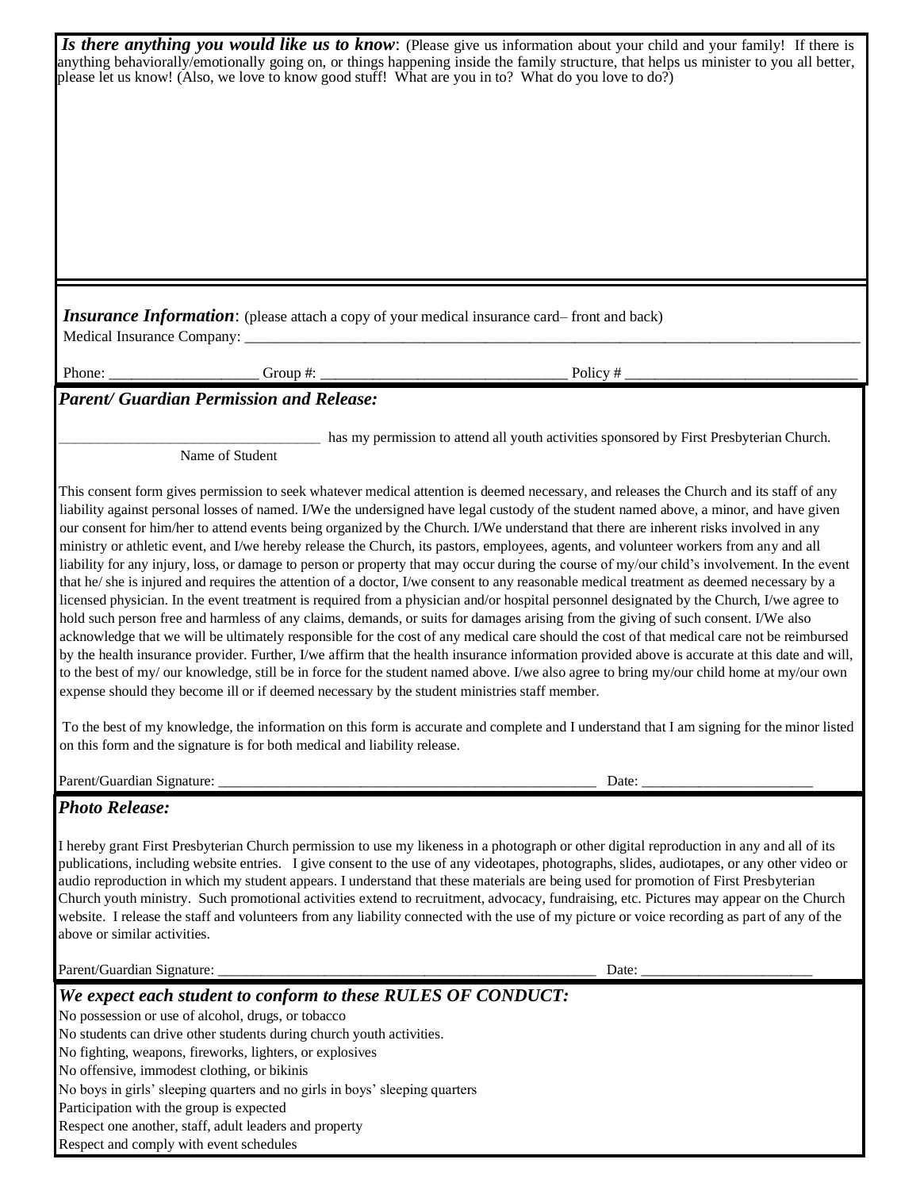***Is there anything you would like us to know***: (Please give us information about your child and your family! If there is anything behaviorally/emotionally going on, or things happening inside the family structure, that helps us minister to you all better, please let us know! (Also, we love to know good stuff! What are you in to? What do you love to do?)

***Insurance Information***: (please attach a copy of your medical insurance card– front and back)

Medical Insurance Company: ____________________________________________________________________________________

Phone: ____________________ Group #: _________________________________ Policy # _______________________________

***Parent/ Guardian Permission and Release:***

____________________________________ has my permission to attend all youth activities sponsored by First Presbyterian Church.

Name of Student

This consent form gives permission to seek whatever medical attention is deemed necessary, and releases the Church and its staff of any liability against personal losses of named. I/We the undersigned have legal custody of the student named above, a minor, and have given our consent for him/her to attend events being organized by the Church. I/We understand that there are inherent risks involved in any ministry or athletic event, and I/we hereby release the Church, its pastors, employees, agents, and volunteer workers from any and all liability for any injury, loss, or damage to person or property that may occur during the course of my/our child's involvement. In the event that he/ she is injured and requires the attention of a doctor, I/we consent to any reasonable medical treatment as deemed necessary by a licensed physician. In the event treatment is required from a physician and/or hospital personnel designated by the Church, I/we agree to hold such person free and harmless of any claims, demands, or suits for damages arising from the giving of such consent. I/We also acknowledge that we will be ultimately responsible for the cost of any medical care should the cost of that medical care not be reimbursed by the health insurance provider. Further, I/we affirm that the health insurance information provided above is accurate at this date and will, to the best of my/ our knowledge, still be in force for the student named above. I/we also agree to bring my/our child home at my/our own expense should they become ill or if deemed necessary by the student ministries staff member.

To the best of my knowledge, the information on this form is accurate and complete and I understand that I am signing for the minor listed on this form and the signature is for both medical and liability release.

Parent/Guardian Signature: ______________________________________________________ Date: _______________________

***Photo Release:***

I hereby grant First Presbyterian Church permission to use my likeness in a photograph or other digital reproduction in any and all of its publications, including website entries. I give consent to the use of any videotapes, photographs, slides, audiotapes, or any other video or audio reproduction in which my student appears. I understand that these materials are being used for promotion of First Presbyterian Church youth ministry. Such promotional activities extend to recruitment, advocacy, fundraising, etc. Pictures may appear on the Church website. I release the staff and volunteers from any liability connected with the use of my picture or voice recording as part of any of the above or similar activities.

Parent/Guardian Signature: ______________________________________________________ Date: _______________________

***We expect each student to conform to these RULES OF CONDUCT:***

No possession or use of alcohol, drugs, or tobacco
No students can drive other students during church youth activities.
No fighting, weapons, fireworks, lighters, or explosives
No offensive, immodest clothing, or bikinis
No boys in girls' sleeping quarters and no girls in boys' sleeping quarters
Participation with the group is expected
Respect one another, staff, adult leaders and property
Respect and comply with event schedules